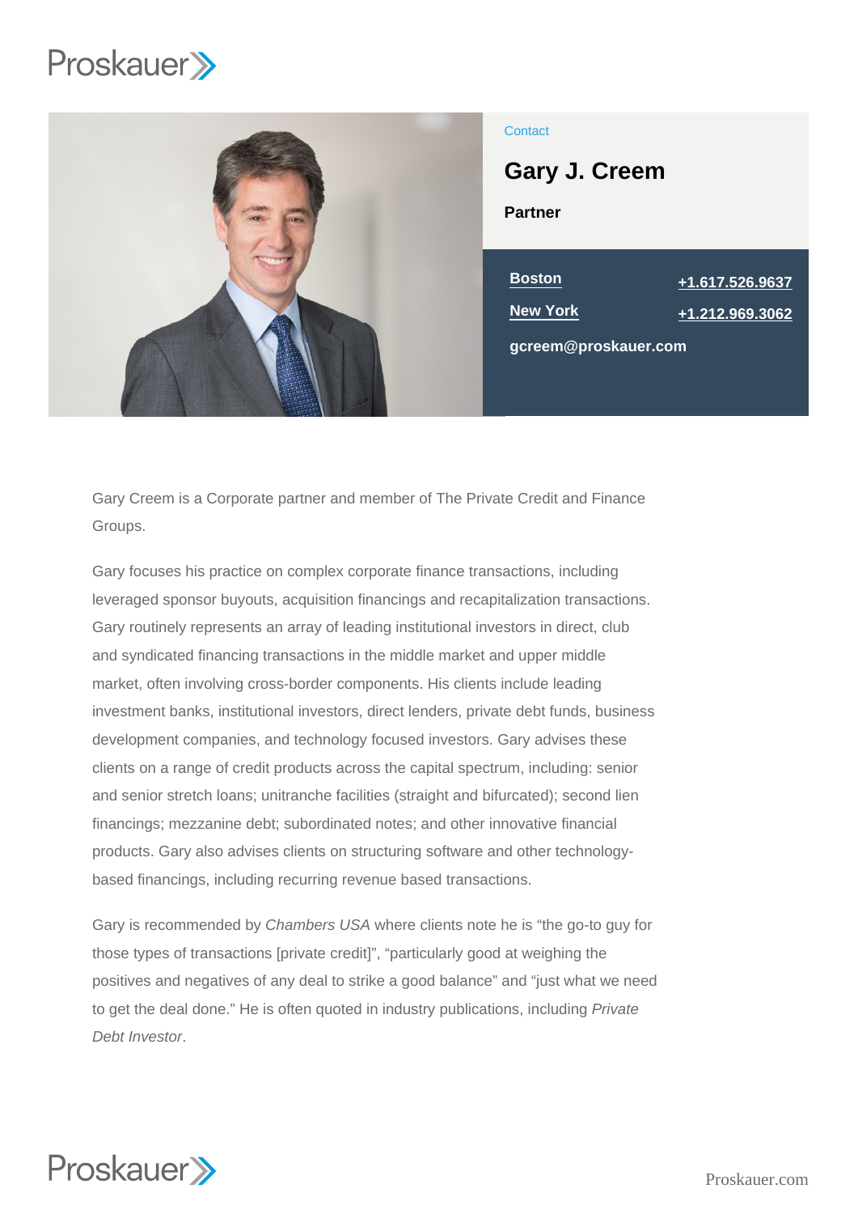Contact

# Gary J. Creem

**Partner**

[Boston](#) [+1.617.526.9637](#)

[New York](#) [+1.212.969.3062](#)

gcreem@proskauer.com

Gary Creem is a Corporate partner and member of The Private Credit and Finance Groups.

Gary focuses his practice on complex corporate finance transactions, including leveraged sponsor buyouts, acquisition financings and recapitalization transactions. Gary routinely represents an array of leading institutional investors in direct, club and syndicated financing transactions in the middle market and upper middle market, often involving cross-border components. His clients include leading investment banks, institutional investors, direct lenders, private debt funds, business development companies, and technology focused investors. Gary advises these clients on a range of credit products across the capital spectrum, including: senior and senior stretch loans; unitranche facilities (straight and bifurcated); second lien financings; mezzanine debt; subordinated notes; and other innovative financial products. Gary also advises clients on structuring software and other technology-based financings, including recurring revenue based transactions.

Gary is recommended by *Chambers USA* where clients note he is "the go-to guy for those types of transactions [private credit]", "particularly good at weighing the positives and negatives of any deal to strike a good balance" and "just what we need to get the deal done." He is often quoted in industry publications, including *Private Debt Investor*.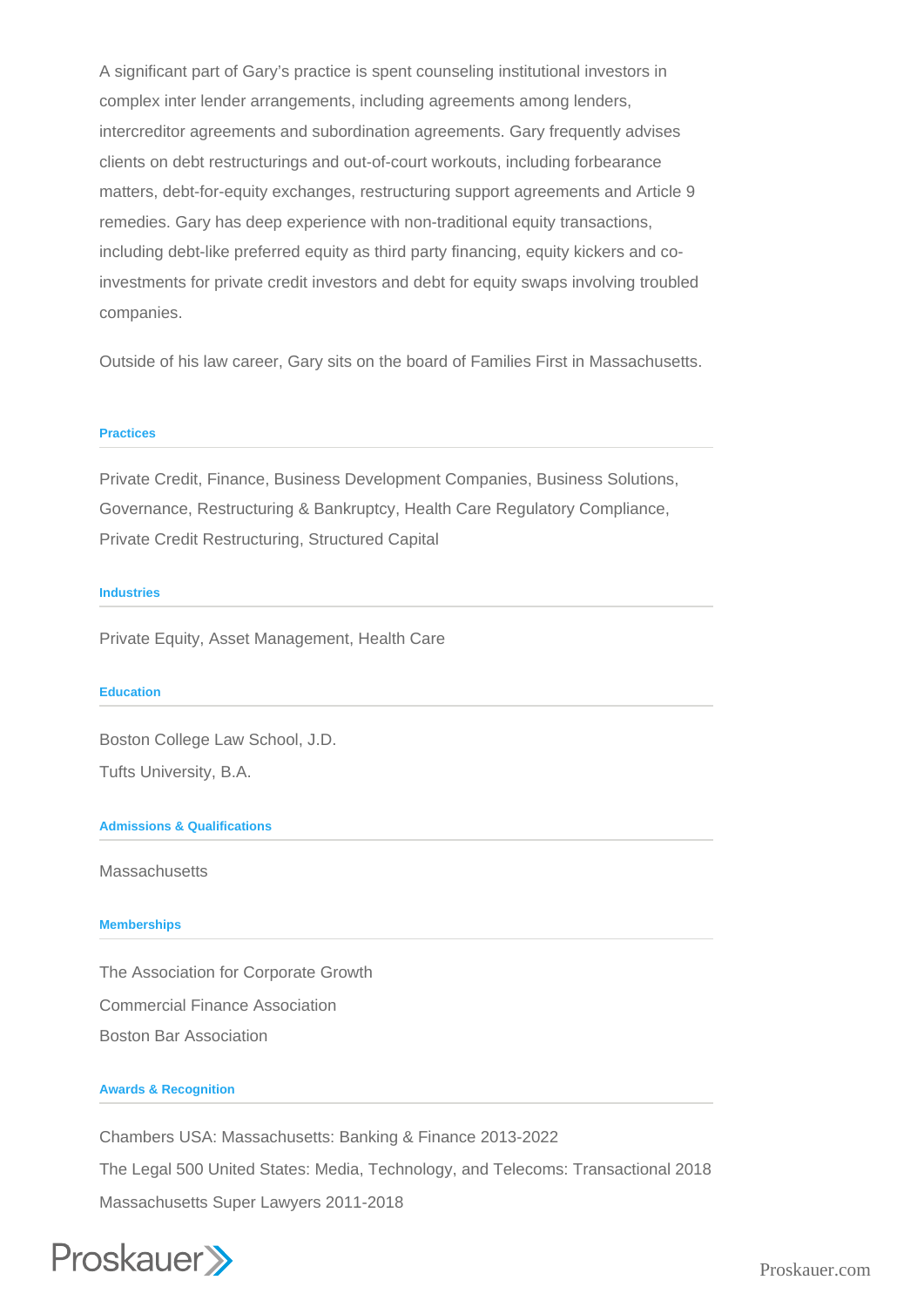A significant part of Gary's practice is spent counseling institutional investors in complex inter lender arrangements, including agreements among lenders, intercreditor agreements and subordination agreements. Gary frequently advises clients on debt restructurings and out-of-court workouts, including forbearance matters, debt-for-equity exchanges, restructuring support agreements and Article 9 remedies. Gary has deep experience with non-traditional equity transactions, including debt-like preferred equity as third party financing, equity kickers and co-investments for private credit investors and debt for equity swaps involving troubled companies.

Outside of his law career, Gary sits on the board of Families First in Massachusetts.

## Practices

Private Credit, Finance, Business Development Companies, Business Solutions, Governance, Restructuring & Bankruptcy, Health Care Regulatory Compliance, Private Credit Restructuring, Structured Capital

## Industries

Private Equity, Asset Management, Health Care

## Education

Boston College Law School, J.D.

Tufts University, B.A.

## Admissions & Qualifications

Massachusetts

## Memberships

The Association for Corporate Growth

Commercial Finance Association

Boston Bar Association

## Awards & Recognition

Chambers USA: Massachusetts: Banking & Finance 2013-2022

The Legal 500 United States: Media, Technology, and Telecoms: Transactional 2018

Massachusetts Super Lawyers 2011-2018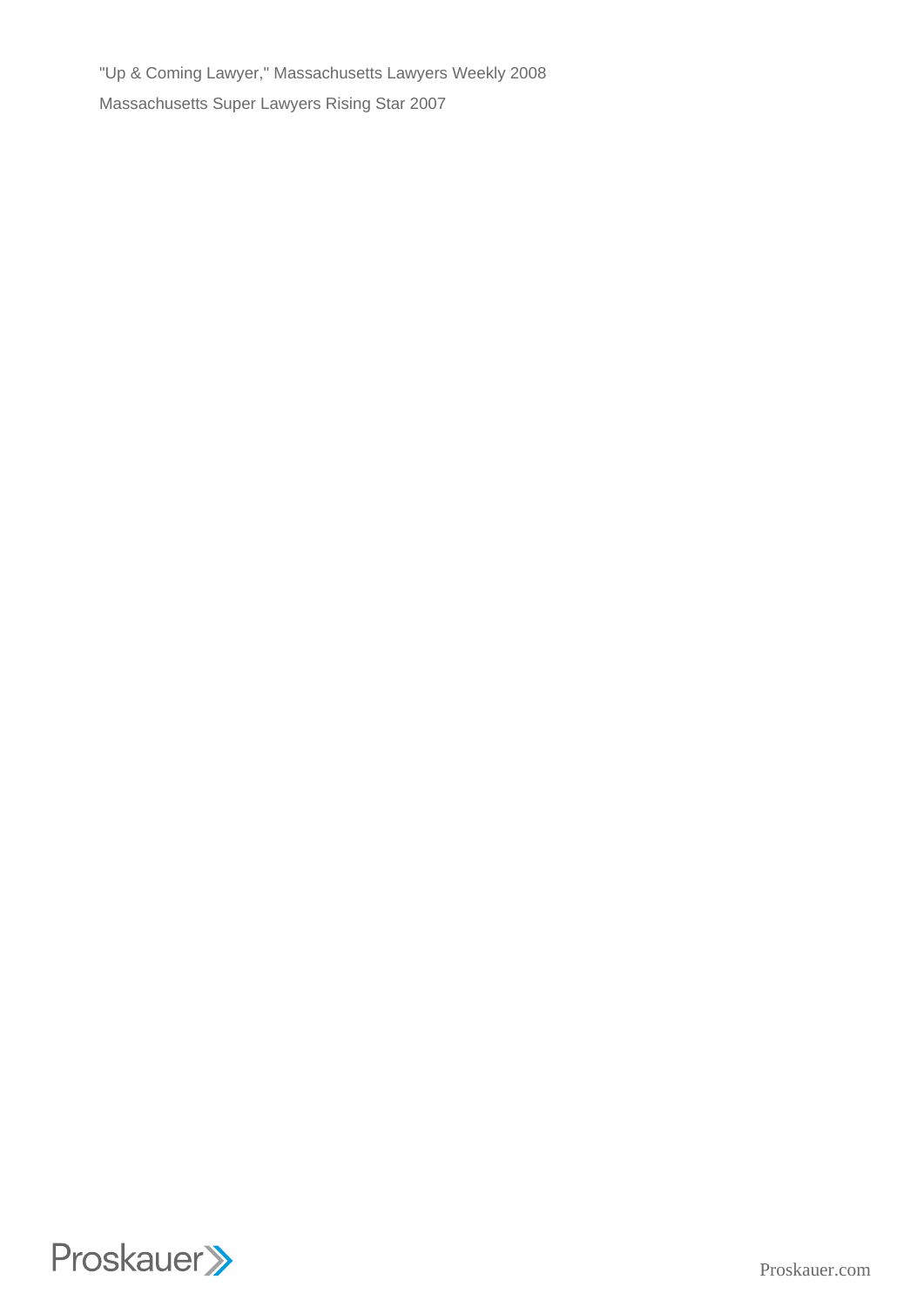"Up & Coming Lawyer," Massachusetts Lawyers Weekly 2008

Massachusetts Super Lawyers Rising Star 2007